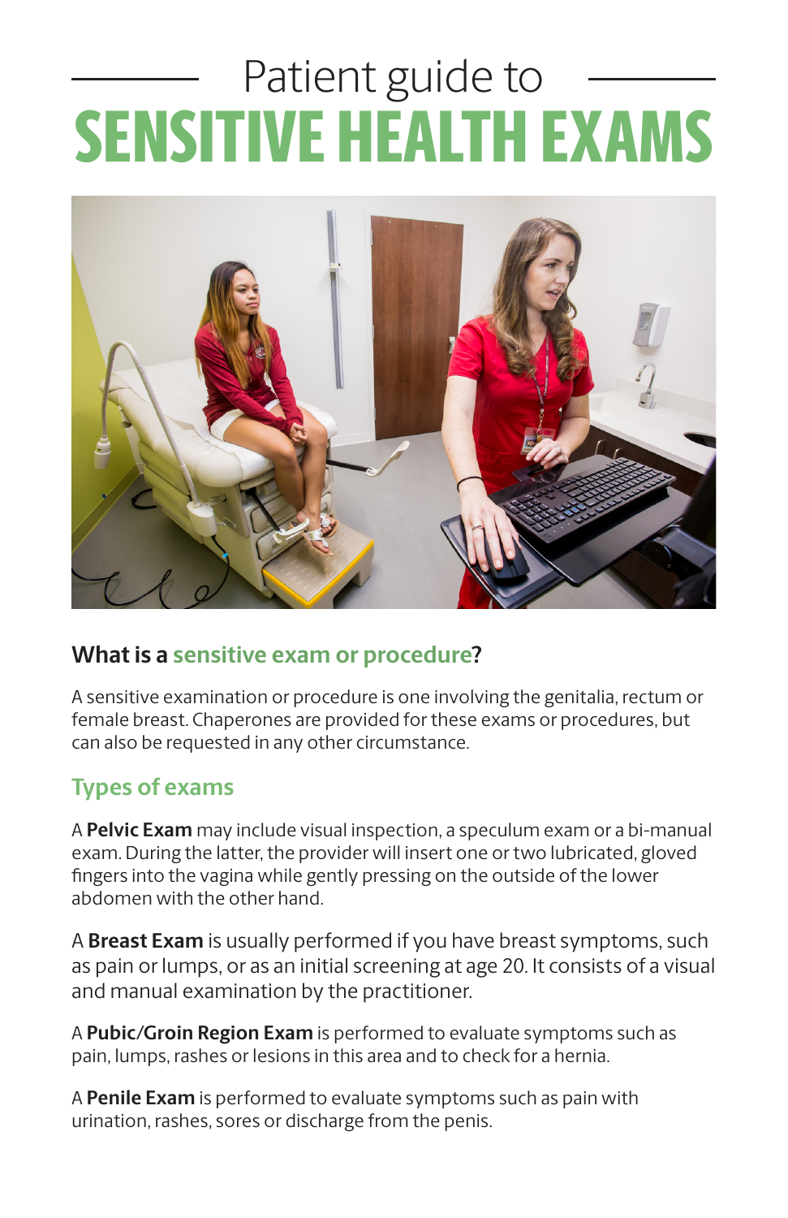# Patient guide to SENSITIVE HEALTH EXAMS

## What is a sensitive exam or procedure?

A sensitive examination or procedure is one involving the genitalia, rectum or female breast. Chaperones are provided for these exams or procedures, but can also be requested in any other circumstance.

## Types of exams

A **Pelvic Exam** may include visual inspection, a speculum exam or a bi-manual exam. During the latter, the provider will insert one or two lubricated, gloved fingers into the vagina while gently pressing on the outside of the lower abdomen with the other hand.

A **Breast Exam** is usually performed if you have breast symptoms, such as pain or lumps, or as an initial screening at age 20. It consists of a visual and manual examination by the practitioner.

A **Pubic/Groin Region Exam** is performed to evaluate symptoms such as pain, lumps, rashes or lesions in this area and to check for a hernia.

A **Penile Exam** is performed to evaluate symptoms such as pain with urination, rashes, sores or discharge from the penis.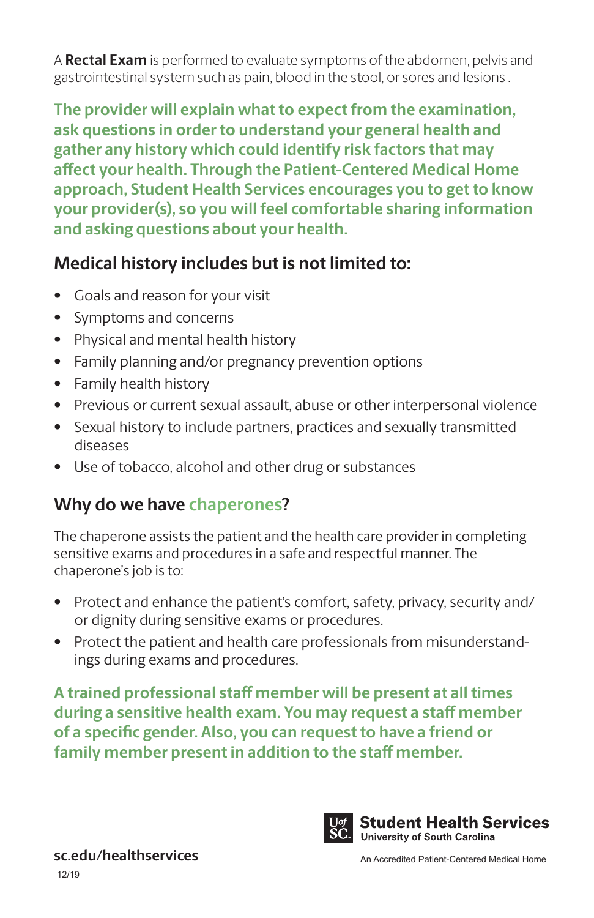A **Rectal Exam** is performed to evaluate symptoms of the abdomen, pelvis and gastrointestinal system such as pain, blood in the stool, or sores and lesions .

**The provider will explain what to expect from the examination, ask questions in order to understand your general health and gather any history which could identify risk factors that may affect your health. Through the Patient-Centered Medical Home approach, Student Health Services encourages you to get to know your provider(s), so you will feel comfortable sharing information and asking questions about your health.**

## Medical history includes but is not limited to:

- Goals and reason for your visit
- Symptoms and concerns
- Physical and mental health history
- Family planning and/or pregnancy prevention options
- Family health history
- Previous or current sexual assault, abuse or other interpersonal violence
- Sexual history to include partners, practices and sexually transmitted diseases
- Use of tobacco, alcohol and other drug or substances

## Why do we have chaperones?

The chaperone assists the patient and the health care provider in completing sensitive exams and procedures in a safe and respectful manner. The chaperone's job is to:

- Protect and enhance the patient's comfort, safety, privacy, security and/or dignity during sensitive exams or procedures.
- Protect the patient and health care professionals from misunderstandings during exams and procedures.

**A trained professional staff member will be present at all times during a sensitive health exam. You may request a staff member of a specific gender. Also, you can request to have a friend or family member present in addition to the staff member.**

**Student Health Services**
University of South Carolina

**sc.edu/healthservices**

An Accredited Patient-Centered Medical Home

12/19